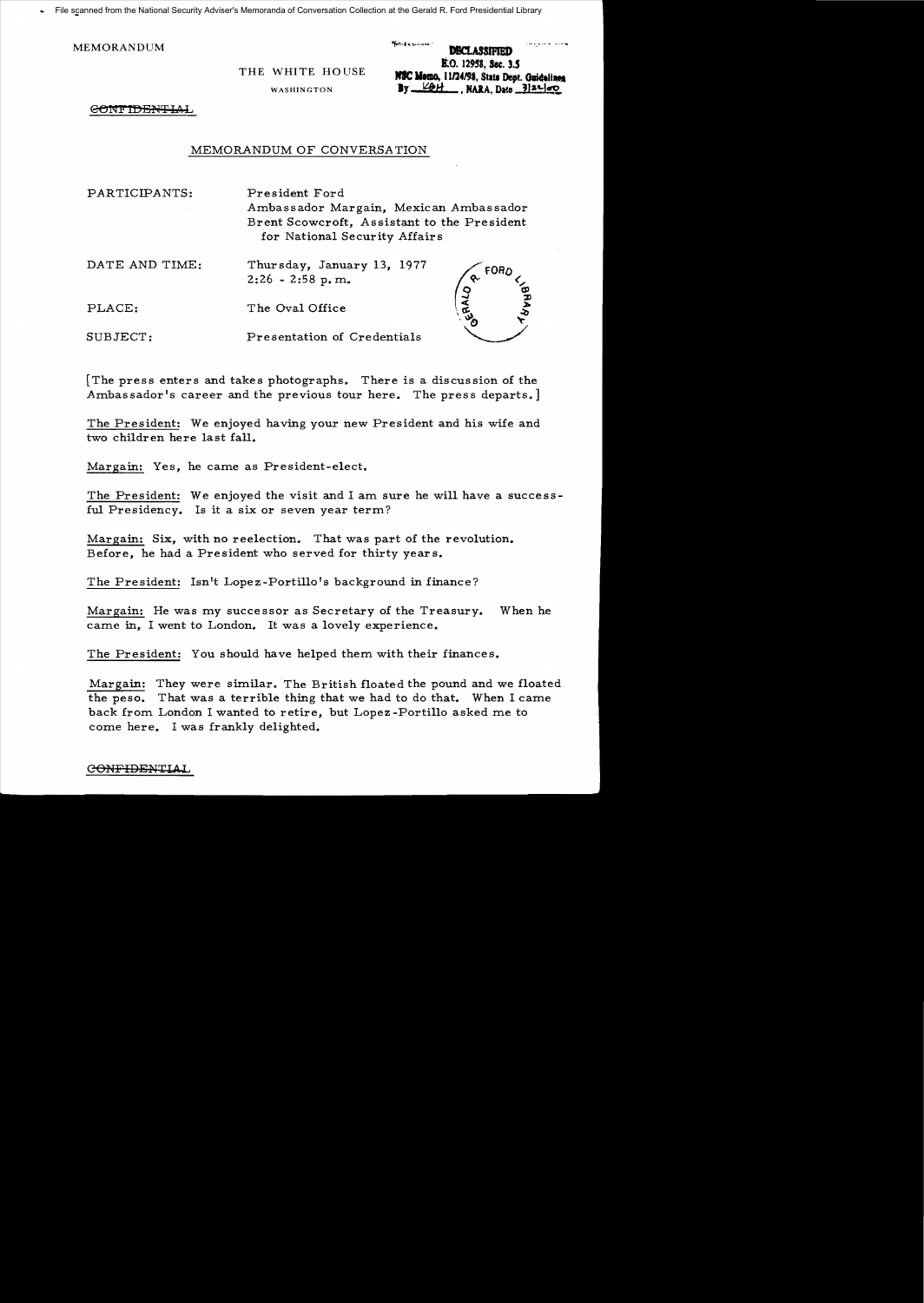MEMORANDUM

THE WHITE HOUSE

WASHINGTON

DECLASSIFIED
E.O. 12958, Sec. 3.5
NSC Memo, 11/24/98, State Dept. Guidelines
By KBH, NARA, Date 3/28/00

~~CONFIDENTIAL~~

MEMORANDUM OF CONVERSATION

PARTICIPANTS: President Ford
Ambassador Margain, Mexican Ambassador
Brent Scowcroft, Assistant to the President for National Security Affairs

DATE AND TIME: Thursday, January 13, 1977
2:26 - 2:58 p.m.

PLACE: The Oval Office

SUBJECT: Presentation of Credentials

[The press enters and takes photographs. There is a discussion of the Ambassador's career and the previous tour here. The press departs.]

The President: We enjoyed having your new President and his wife and two children here last fall.

Margain: Yes, he came as President-elect.

The President: We enjoyed the visit and I am sure he will have a successful Presidency. Is it a six or seven year term?

Margain: Six, with no reelection. That was part of the revolution. Before, he had a President who served for thirty years.

The President: Isn't Lopez-Portillo's background in finance?

Margain: He was my successor as Secretary of the Treasury. When he came in, I went to London. It was a lovely experience.

The President: You should have helped them with their finances.

Margain: They were similar. The British floated the pound and we floated the peso. That was a terrible thing that we had to do that. When I came back from London I wanted to retire, but Lopez-Portillo asked me to come here. I was frankly delighted.

~~CONFIDENTIAL~~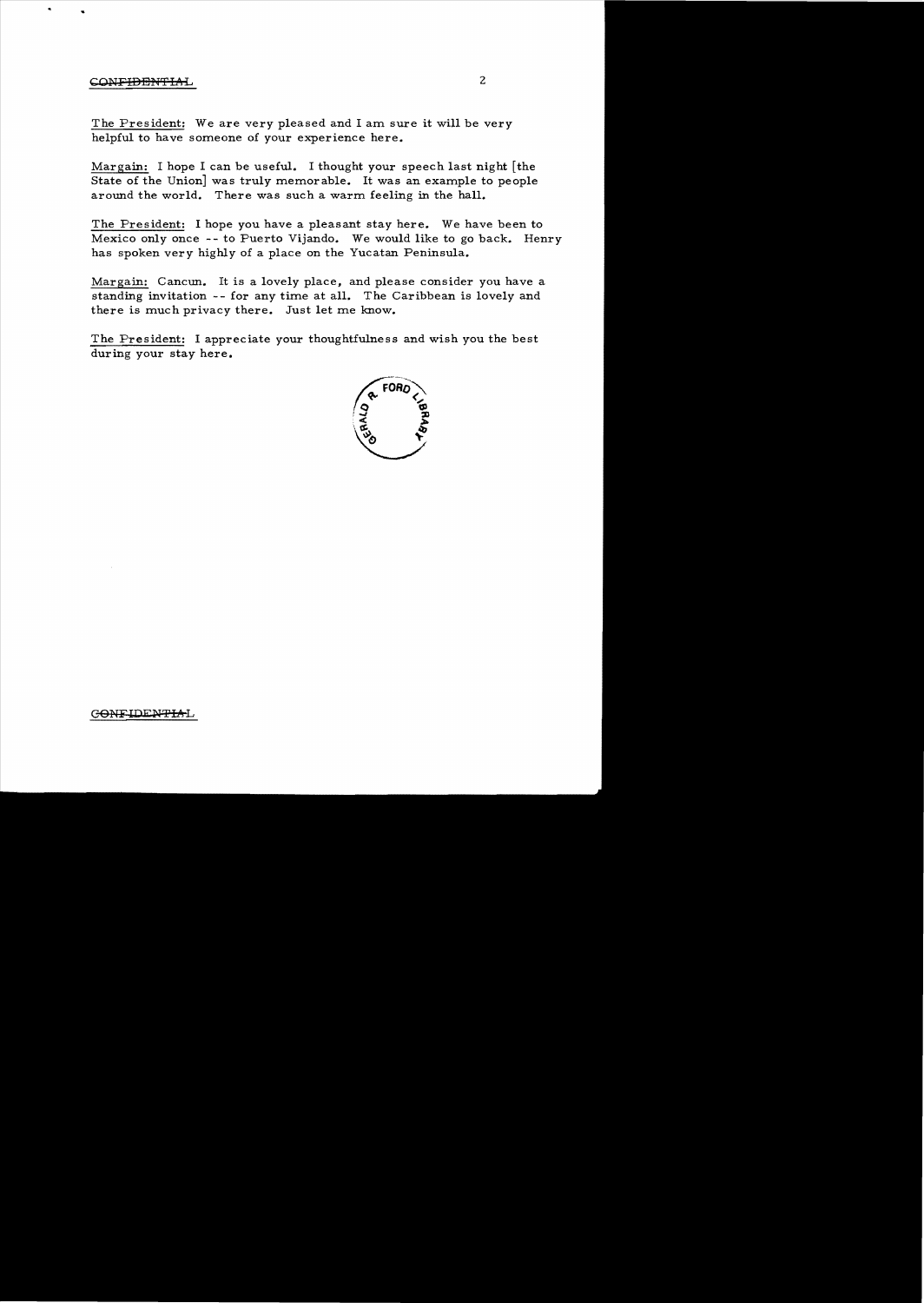The President: We are very pleased and I am sure it will be very helpful to have someone of your experience here.

Margain: I hope I can be useful. I thought your speech last night [the State of the Union] was truly memorable. It was an example to people around the world. There was such a warm feeling in the hall.

The President: I hope you have a pleasant stay here. We have been to Mexico only once -- to Puerto Vijando. We would like to go back. Henry has spoken very highly of a place on the Yucatan Peninsula.

Margain: Cancun. It is a lovely place, and please consider you have a standing invitation -- for any time at all. The Caribbean is lovely and there is much privacy there. Just let me know.

The President: I appreciate your thoughtfulness and wish you the best during your stay here.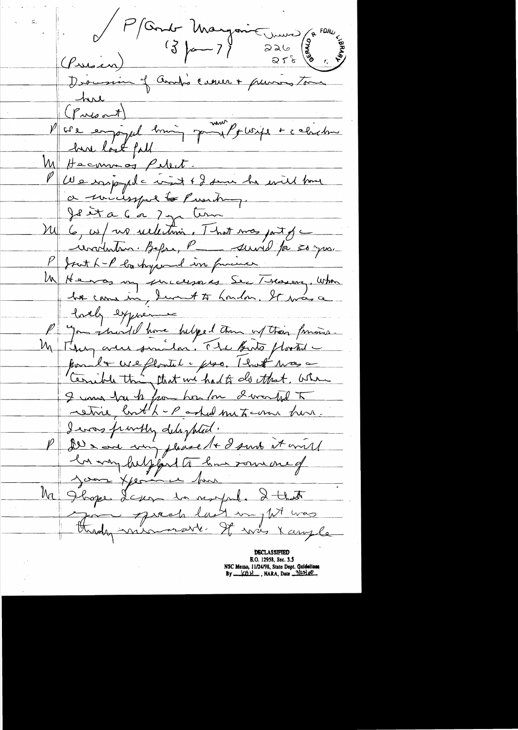✓ P/Grand Marguerite (Mrs) (3 Jan 77) 226 258

(Press in)

Discussion of Grand's career + previous times here

(Press out)

P We enjoyed having your P + wife + children here last fall

M He comes as Pres't.

P We enjoyed visit + I am sure he will have a successful to Presidency.

Is it a 6 or 7 yr term

M 6, w/ no reelection. That was part of a revolution. Before, P — served for 30 yrs.

P Just L-P background in finance

M He was my successor as Sec Treasury. When he came in, I went to London. It was a lovely experience

P You should have helped them w/ their finances.

M They were similar. The Brits floated — pound + we floated a peso. That was a terrible thing that we had to do that. When I came back from London I wanted to retire, but L-P asked me to come here. I was frankly delighted.

P We are very pleased + I am sure it will be very helpful to have someone of your experience here

M I hope I can be useful. I think your speech last night was truly memorable. It was example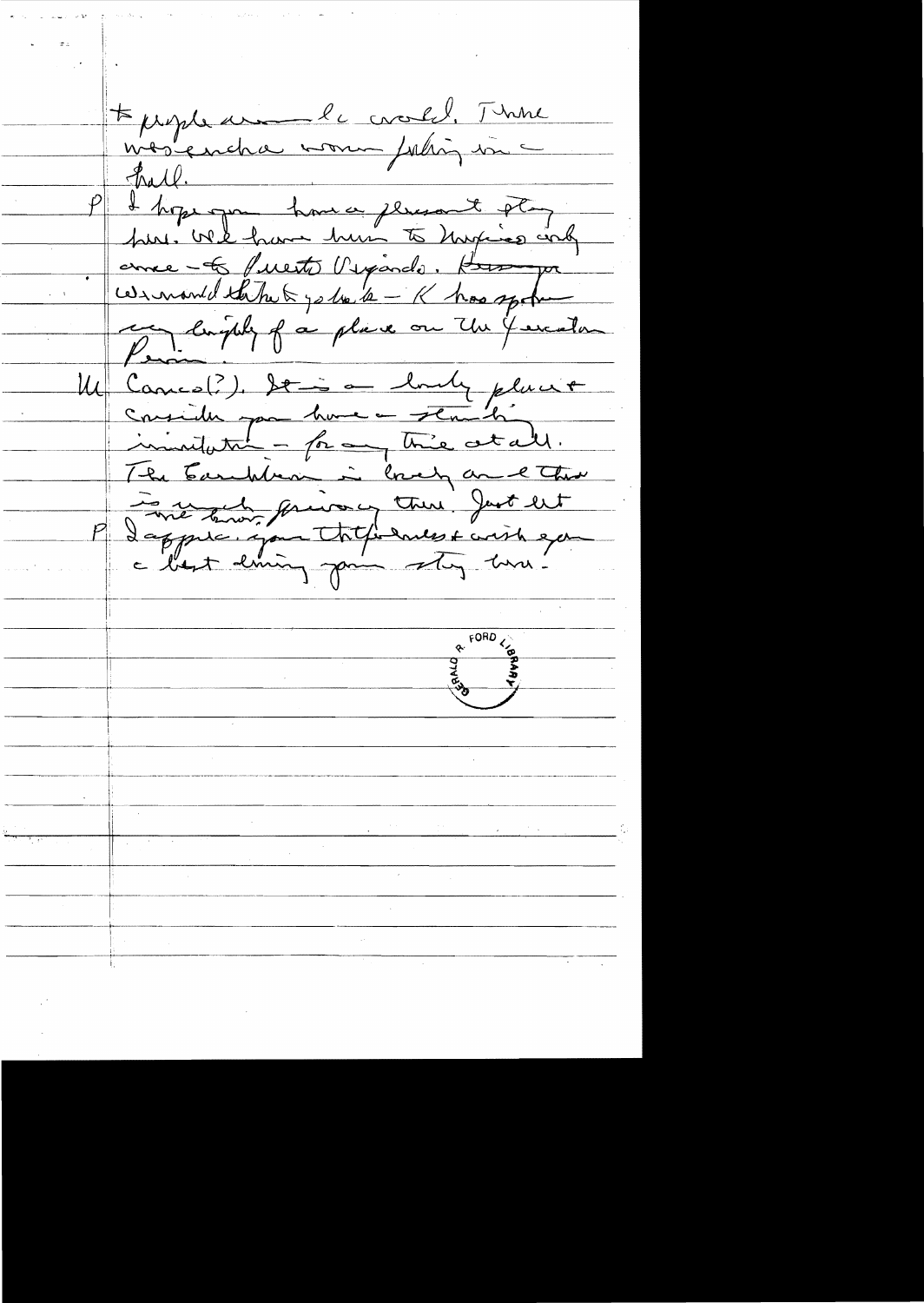+ people around the world. There were enchanting women folding in the hall.

P I hope you have a pleasant stay here. We have been to Mexico only once — to Puerto Vallarta. Because we wanted the best you have — K has spoken very highly of a place on the Yucatan Peninsula.

M Cancun(?). It is a lovely place + consider you have a standing invitation — for any time at all. The Caribbean is lovely and there is more privacy there. Just let me know.

P I appreciate your thoughtfulness + wish you a best during your stay here.

GERALD R. FORD LIBRARY